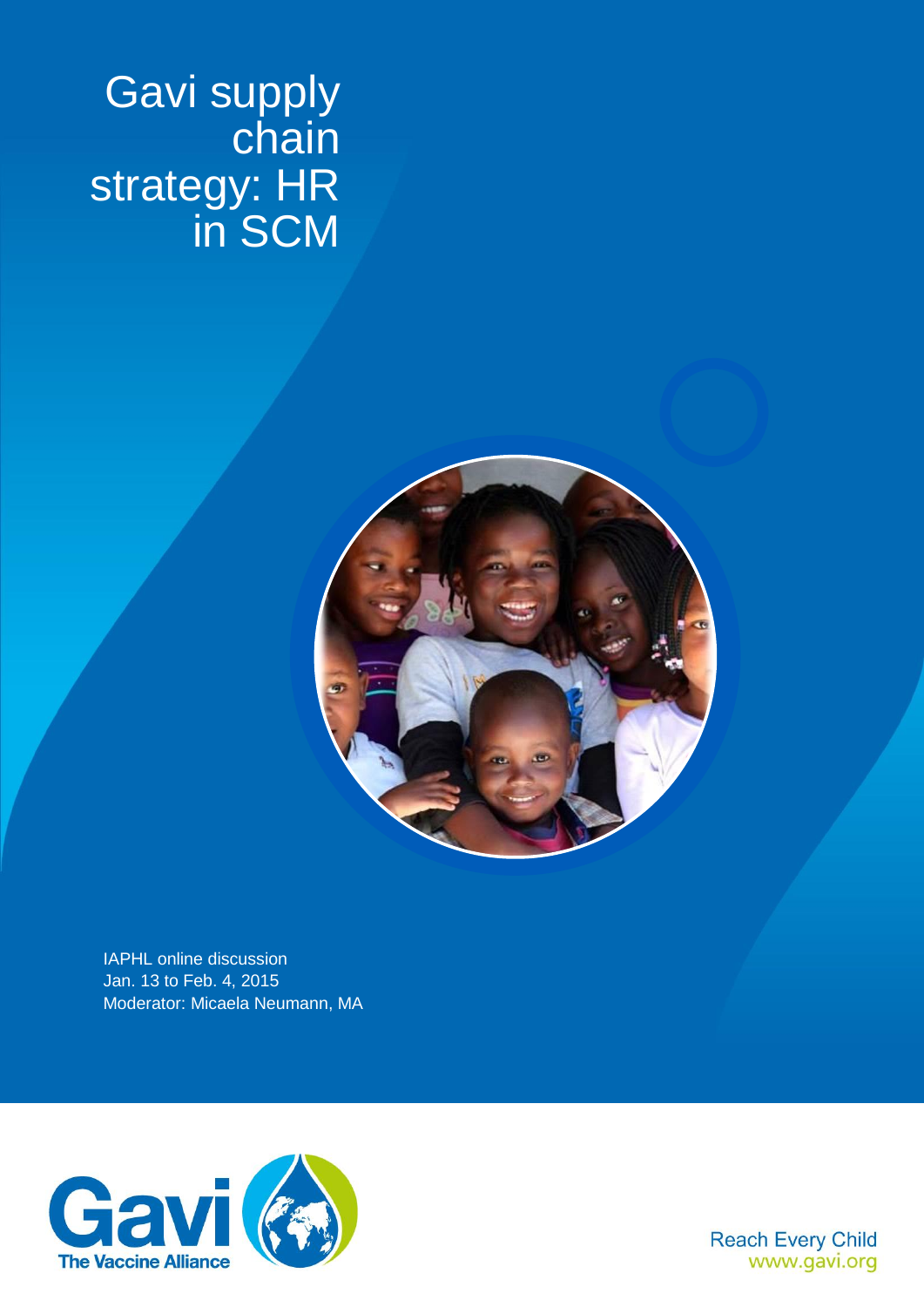# Gavi supply chain strategy: HR in SCM

IAPHL online discussion
Jan. 13 to Feb. 4, 2015
Moderator: Micaela Neumann, MA

Gavi
The Vaccine Alliance

Reach Every Child
www.gavi.org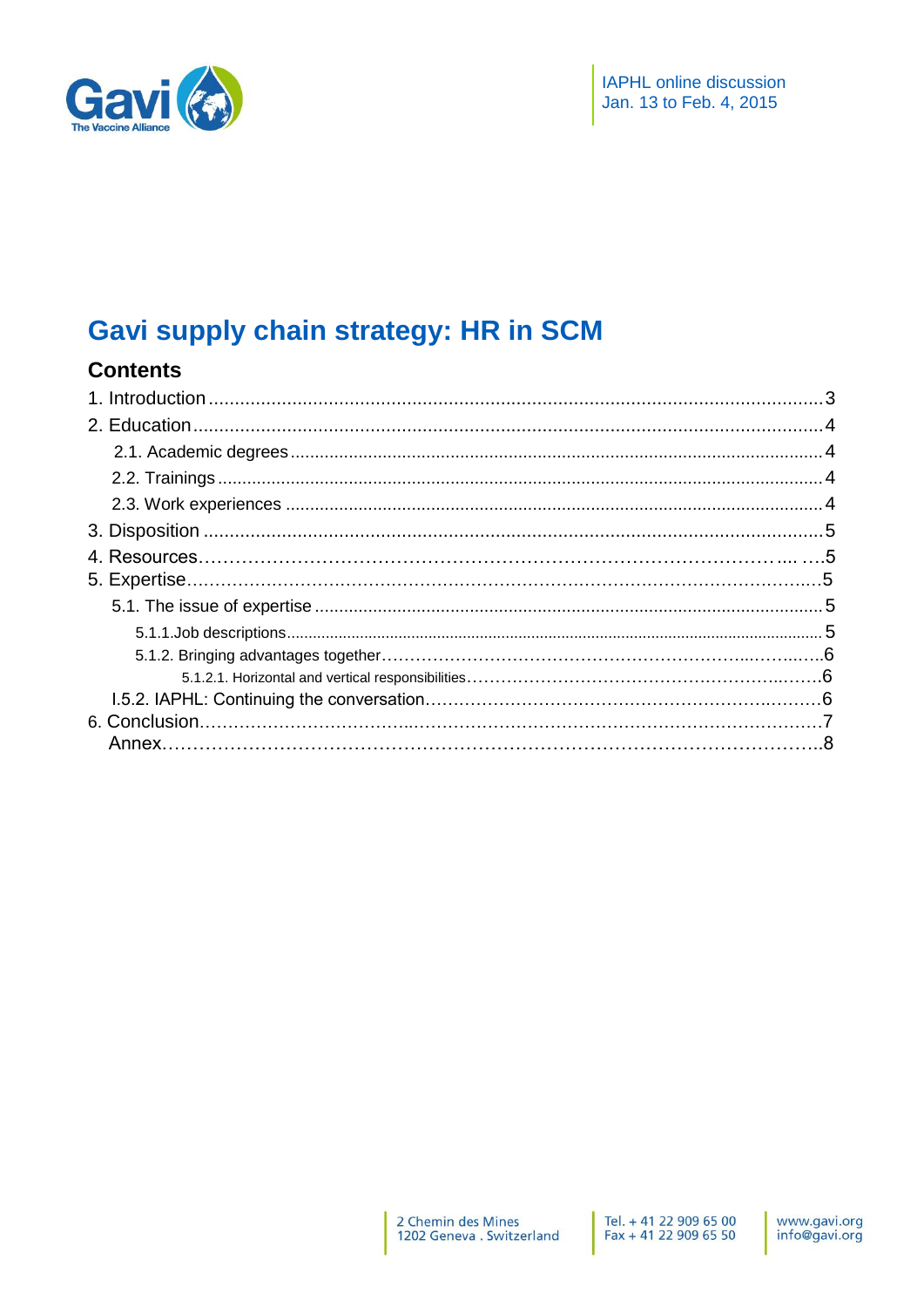IAPHL online discussion
Jan. 13 to Feb. 4, 2015

# Gavi supply chain strategy: HR in SCM

## Contents

1. Introduction ........................................................................ 3
2. Education ........................................................................ 4
    2.1. Academic degrees ........................................................................ 4
    2.2. Trainings ........................................................................ 4
    2.3. Work experiences ........................................................................ 4
3. Disposition ........................................................................ 5
4. Resources........................................................................ ....5
5. Expertise........................................................................5
    5.1. The issue of expertise ........................................................................ 5
        5.1.1.Job descriptions ........................................................................ 5
        5.1.2. Bringing advantages together........................................................................6
            5.1.2.1. Horizontal and vertical responsibilities........................................................................6
    I.5.2. IAPHL: Continuing the conversation........................................................................6
6. Conclusion........................................................................7

Annex........................................................................8

2 Chemin des Mines
1202 Geneva . Switzerland

Tel. + 41 22 909 65 00
Fax + 41 22 909 65 50

www.gavi.org
info@gavi.org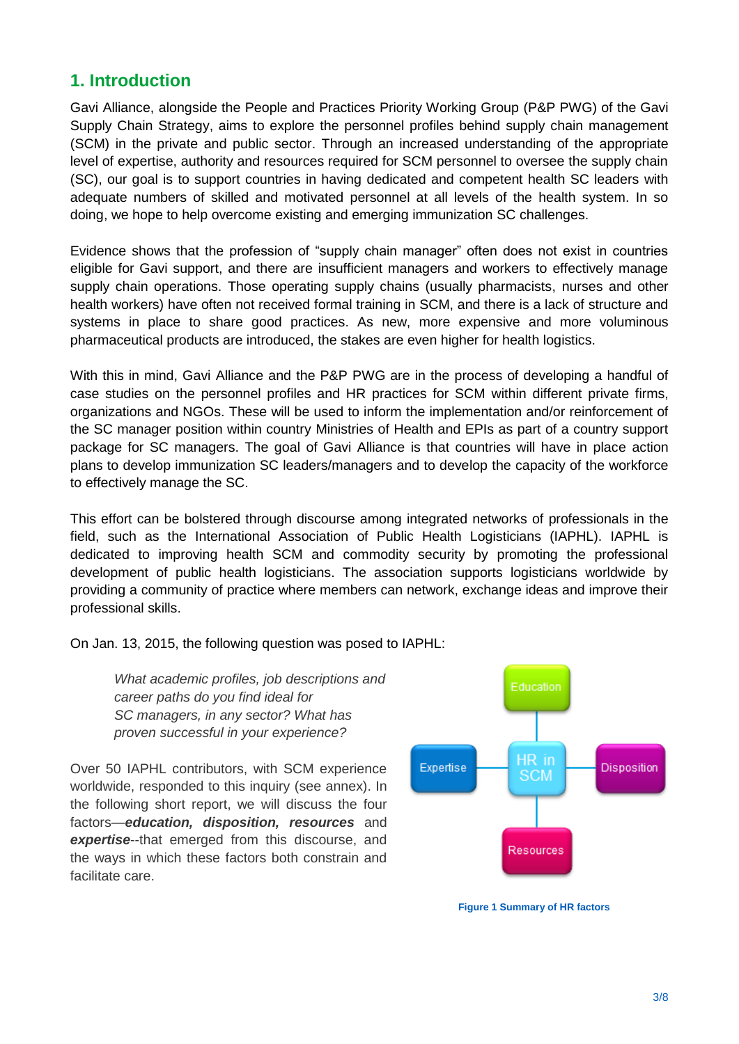## 1. Introduction

Gavi Alliance, alongside the People and Practices Priority Working Group (P&P PWG) of the Gavi Supply Chain Strategy, aims to explore the personnel profiles behind supply chain management (SCM) in the private and public sector. Through an increased understanding of the appropriate level of expertise, authority and resources required for SCM personnel to oversee the supply chain (SC), our goal is to support countries in having dedicated and competent health SC leaders with adequate numbers of skilled and motivated personnel at all levels of the health system. In so doing, we hope to help overcome existing and emerging immunization SC challenges.

Evidence shows that the profession of "supply chain manager" often does not exist in countries eligible for Gavi support, and there are insufficient managers and workers to effectively manage supply chain operations. Those operating supply chains (usually pharmacists, nurses and other health workers) have often not received formal training in SCM, and there is a lack of structure and systems in place to share good practices. As new, more expensive and more voluminous pharmaceutical products are introduced, the stakes are even higher for health logistics.

With this in mind, Gavi Alliance and the P&P PWG are in the process of developing a handful of case studies on the personnel profiles and HR practices for SCM within different private firms, organizations and NGOs. These will be used to inform the implementation and/or reinforcement of the SC manager position within country Ministries of Health and EPIs as part of a country support package for SC managers. The goal of Gavi Alliance is that countries will have in place action plans to develop immunization SC leaders/managers and to develop the capacity of the workforce to effectively manage the SC.

This effort can be bolstered through discourse among integrated networks of professionals in the field, such as the International Association of Public Health Logisticians (IAPHL). IAPHL is dedicated to improving health SCM and commodity security by promoting the professional development of public health logisticians. The association supports logisticians worldwide by providing a community of practice where members can network, exchange ideas and improve their professional skills.

On Jan. 13, 2015, the following question was posed to IAPHL:

> *What academic profiles, job descriptions and career paths do you find ideal for SC managers, in any sector? What has proven successful in your experience?*

Over 50 IAPHL contributors, with SCM experience worldwide, responded to this inquiry (see annex). In the following short report, we will discuss the four factors—***education, disposition, resources*** and ***expertise***--that emerged from this discourse, and the ways in which these factors both constrain and facilitate care.

Education

Expertise

HR in SCM

Disposition

Resources

**Figure 1 Summary of HR factors**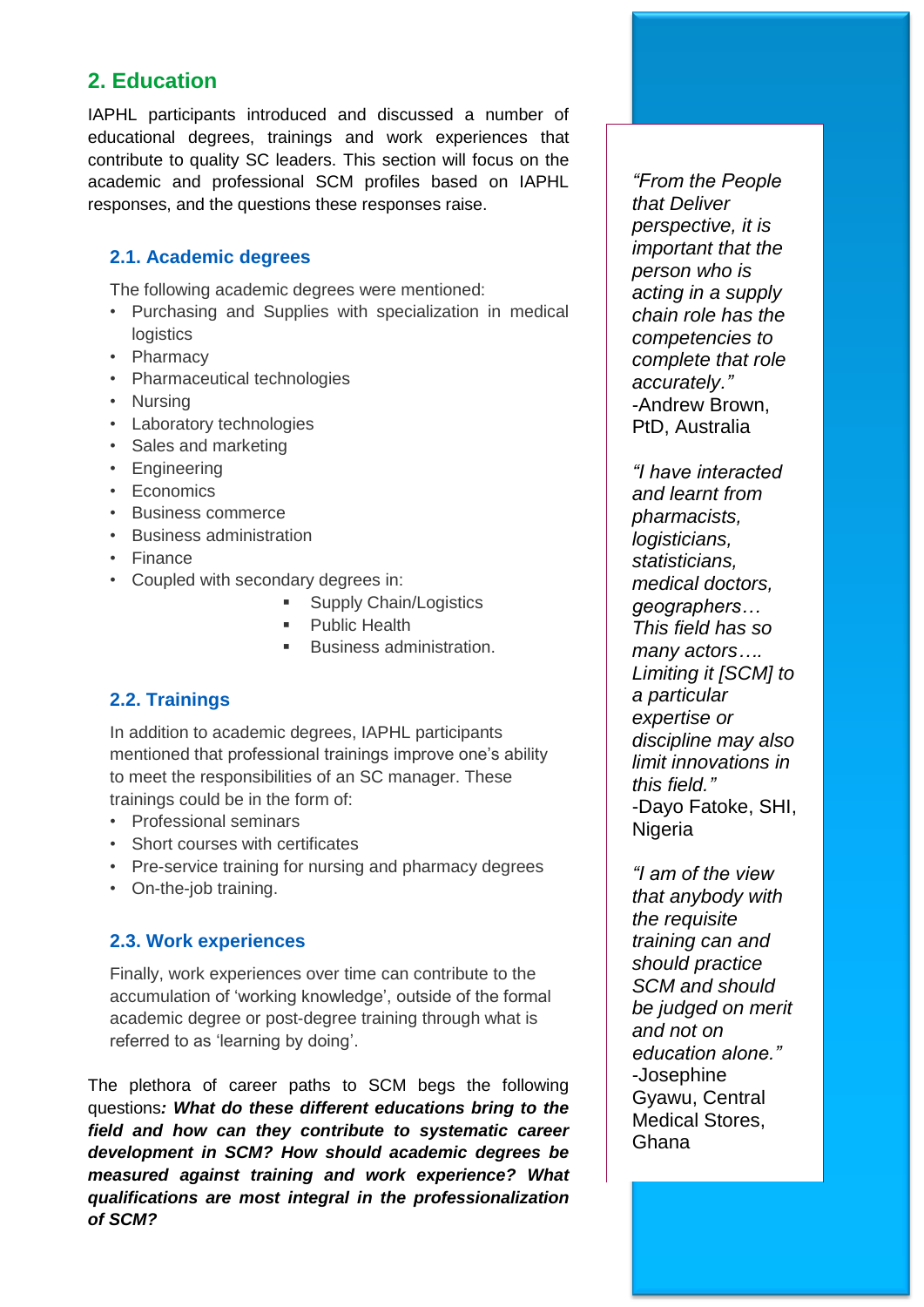## 2. Education

IAPHL participants introduced and discussed a number of educational degrees, trainings and work experiences that contribute to quality SC leaders. This section will focus on the academic and professional SCM profiles based on IAPHL responses, and the questions these responses raise.

### 2.1. Academic degrees

The following academic degrees were mentioned:

- Purchasing and Supplies with specialization in medical logistics
- Pharmacy
- Pharmaceutical technologies
- Nursing
- Laboratory technologies
- Sales and marketing
- Engineering
- Economics
- Business commerce
- Business administration
- Finance
- Coupled with secondary degrees in:
  - Supply Chain/Logistics
  - Public Health
  - Business administration.

### 2.2. Trainings

In addition to academic degrees, IAPHL participants mentioned that professional trainings improve one's ability to meet the responsibilities of an SC manager. These trainings could be in the form of:

- Professional seminars
- Short courses with certificates
- Pre-service training for nursing and pharmacy degrees
- On-the-job training.

### 2.3. Work experiences

Finally, work experiences over time can contribute to the accumulation of 'working knowledge', outside of the formal academic degree or post-degree training through what is referred to as 'learning by doing'.

The plethora of career paths to SCM begs the following questions***: What do these different educations bring to the field and how can they contribute to systematic career development in SCM? How should academic degrees be measured against training and work experience? What qualifications are most integral in the professionalization of SCM?***

*"From the People that Deliver perspective, it is important that the person who is acting in a supply chain role has the competencies to complete that role accurately."*
-Andrew Brown, PtD, Australia

*"I have interacted and learnt from pharmacists, logisticians, statisticians, medical doctors, geographers… This field has so many actors…. Limiting it [SCM] to a particular expertise or discipline may also limit innovations in this field."*
-Dayo Fatoke, SHI, Nigeria

*"I am of the view that anybody with the requisite training can and should practice SCM and should be judged on merit and not on education alone."*
-Josephine Gyawu, Central Medical Stores, Ghana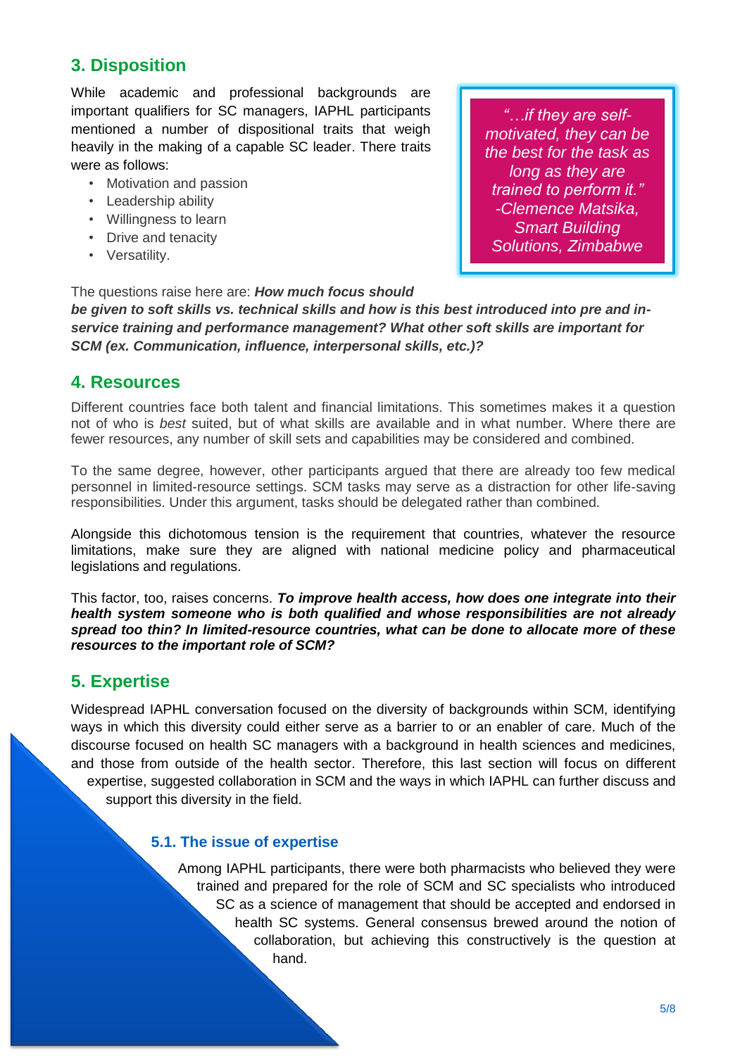## 3. Disposition

While academic and professional backgrounds are important qualifiers for SC managers, IAPHL participants mentioned a number of dispositional traits that weigh heavily in the making of a capable SC leader. There traits were as follows:

- Motivation and passion
- Leadership ability
- Willingness to learn
- Drive and tenacity
- Versatility.

> *"…if they are self-motivated, they can be the best for the task as long as they are trained to perform it." -Clemence Matsika, Smart Building Solutions, Zimbabwe*

The questions raise here are: ***How much focus should be given to soft skills vs. technical skills and how is this best introduced into pre and in-service training and performance management? What other soft skills are important for SCM (ex. Communication, influence, interpersonal skills, etc.)?***

## 4. Resources

Different countries face both talent and financial limitations. This sometimes makes it a question not of who is *best* suited, but of what skills are available and in what number. Where there are fewer resources, any number of skill sets and capabilities may be considered and combined.

To the same degree, however, other participants argued that there are already too few medical personnel in limited-resource settings. SCM tasks may serve as a distraction for other life-saving responsibilities. Under this argument, tasks should be delegated rather than combined.

Alongside this dichotomous tension is the requirement that countries, whatever the resource limitations, make sure they are aligned with national medicine policy and pharmaceutical legislations and regulations.

This factor, too, raises concerns. ***To improve health access, how does one integrate into their health system someone who is both qualified and whose responsibilities are not already spread too thin? In limited-resource countries, what can be done to allocate more of these resources to the important role of SCM?***

## 5. Expertise

Widespread IAPHL conversation focused on the diversity of backgrounds within SCM, identifying ways in which this diversity could either serve as a barrier to or an enabler of care. Much of the discourse focused on health SC managers with a background in health sciences and medicines, and those from outside of the health sector. Therefore, this last section will focus on different expertise, suggested collaboration in SCM and the ways in which IAPHL can further discuss and support this diversity in the field.

### 5.1. The issue of expertise

Among IAPHL participants, there were both pharmacists who believed they were trained and prepared for the role of SCM and SC specialists who introduced SC as a science of management that should be accepted and endorsed in health SC systems. General consensus brewed around the notion of collaboration, but achieving this constructively is the question at hand.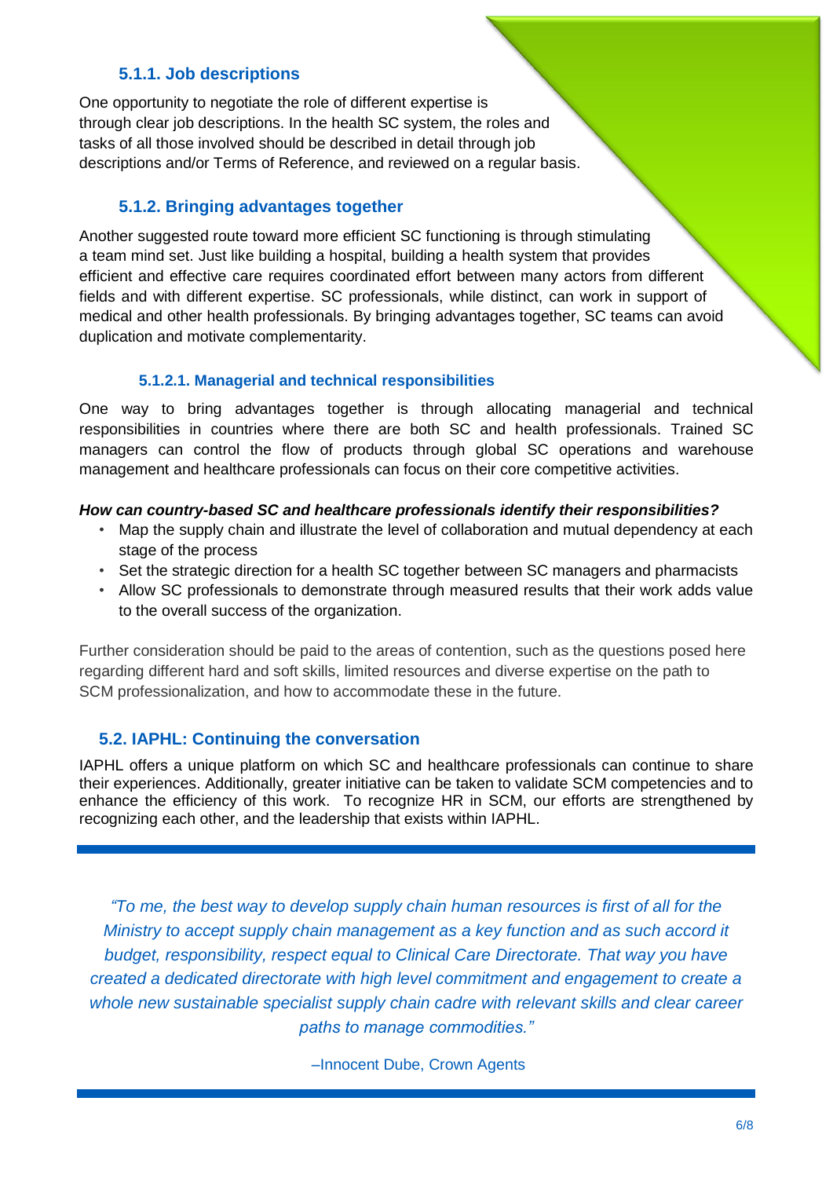### 5.1.1. Job descriptions

One opportunity to negotiate the role of different expertise is through clear job descriptions. In the health SC system, the roles and tasks of all those involved should be described in detail through job descriptions and/or Terms of Reference, and reviewed on a regular basis.

### 5.1.2. Bringing advantages together

Another suggested route toward more efficient SC functioning is through stimulating a team mind set. Just like building a hospital, building a health system that provides efficient and effective care requires coordinated effort between many actors from different fields and with different expertise. SC professionals, while distinct, can work in support of medical and other health professionals. By bringing advantages together, SC teams can avoid duplication and motivate complementarity.

#### 5.1.2.1. Managerial and technical responsibilities

One way to bring advantages together is through allocating managerial and technical responsibilities in countries where there are both SC and health professionals. Trained SC managers can control the flow of products through global SC operations and warehouse management and healthcare professionals can focus on their core competitive activities.

***How can country-based SC and healthcare professionals identify their responsibilities?***

- Map the supply chain and illustrate the level of collaboration and mutual dependency at each stage of the process
- Set the strategic direction for a health SC together between SC managers and pharmacists
- Allow SC professionals to demonstrate through measured results that their work adds value to the overall success of the organization.

Further consideration should be paid to the areas of contention, such as the questions posed here regarding different hard and soft skills, limited resources and diverse expertise on the path to SCM professionalization, and how to accommodate these in the future.

### 5.2. IAPHL: Continuing the conversation

IAPHL offers a unique platform on which SC and healthcare professionals can continue to share their experiences. Additionally, greater initiative can be taken to validate SCM competencies and to enhance the efficiency of this work. To recognize HR in SCM, our efforts are strengthened by recognizing each other, and the leadership that exists within IAPHL.

---

*"To me, the best way to develop supply chain human resources is first of all for the Ministry to accept supply chain management as a key function and as such accord it budget, responsibility, respect equal to Clinical Care Directorate. That way you have created a dedicated directorate with high level commitment and engagement to create a whole new sustainable specialist supply chain cadre with relevant skills and clear career paths to manage commodities."*

–Innocent Dube, Crown Agents

---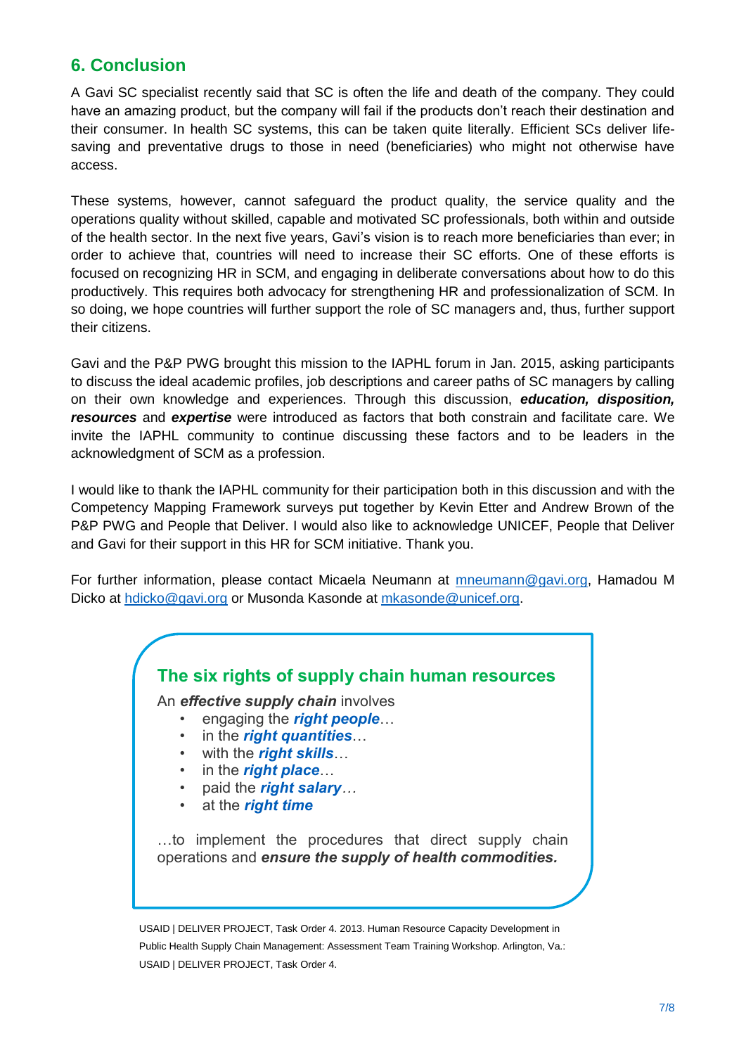## 6. Conclusion

A Gavi SC specialist recently said that SC is often the life and death of the company. They could have an amazing product, but the company will fail if the products don't reach their destination and their consumer. In health SC systems, this can be taken quite literally. Efficient SCs deliver life-saving and preventative drugs to those in need (beneficiaries) who might not otherwise have access.

These systems, however, cannot safeguard the product quality, the service quality and the operations quality without skilled, capable and motivated SC professionals, both within and outside of the health sector. In the next five years, Gavi's vision is to reach more beneficiaries than ever; in order to achieve that, countries will need to increase their SC efforts. One of these efforts is focused on recognizing HR in SCM, and engaging in deliberate conversations about how to do this productively. This requires both advocacy for strengthening HR and professionalization of SCM. In so doing, we hope countries will further support the role of SC managers and, thus, further support their citizens.

Gavi and the P&P PWG brought this mission to the IAPHL forum in Jan. 2015, asking participants to discuss the ideal academic profiles, job descriptions and career paths of SC managers by calling on their own knowledge and experiences. Through this discussion, ***education, disposition, resources*** and ***expertise*** were introduced as factors that both constrain and facilitate care. We invite the IAPHL community to continue discussing these factors and to be leaders in the acknowledgment of SCM as a profession.

I would like to thank the IAPHL community for their participation both in this discussion and with the Competency Mapping Framework surveys put together by Kevin Etter and Andrew Brown of the P&P PWG and People that Deliver. I would also like to acknowledge UNICEF, People that Deliver and Gavi for their support in this HR for SCM initiative. Thank you.

For further information, please contact Micaela Neumann at mneumann@gavi.org, Hamadou M Dicko at hdicko@gavi.org or Musonda Kasonde at mkasonde@unicef.org.

### The six rights of supply chain human resources

An ***effective supply chain*** involves

- engaging the ***right people***…
- in the ***right quantities***…
- with the ***right skills***…
- in the ***right place***…
- paid the ***right salary***…
- at the ***right time***

…to implement the procedures that direct supply chain operations and ***ensure the supply of health commodities.***

USAID | DELIVER PROJECT, Task Order 4. 2013. Human Resource Capacity Development in Public Health Supply Chain Management: Assessment Team Training Workshop. Arlington, Va.: USAID | DELIVER PROJECT, Task Order 4.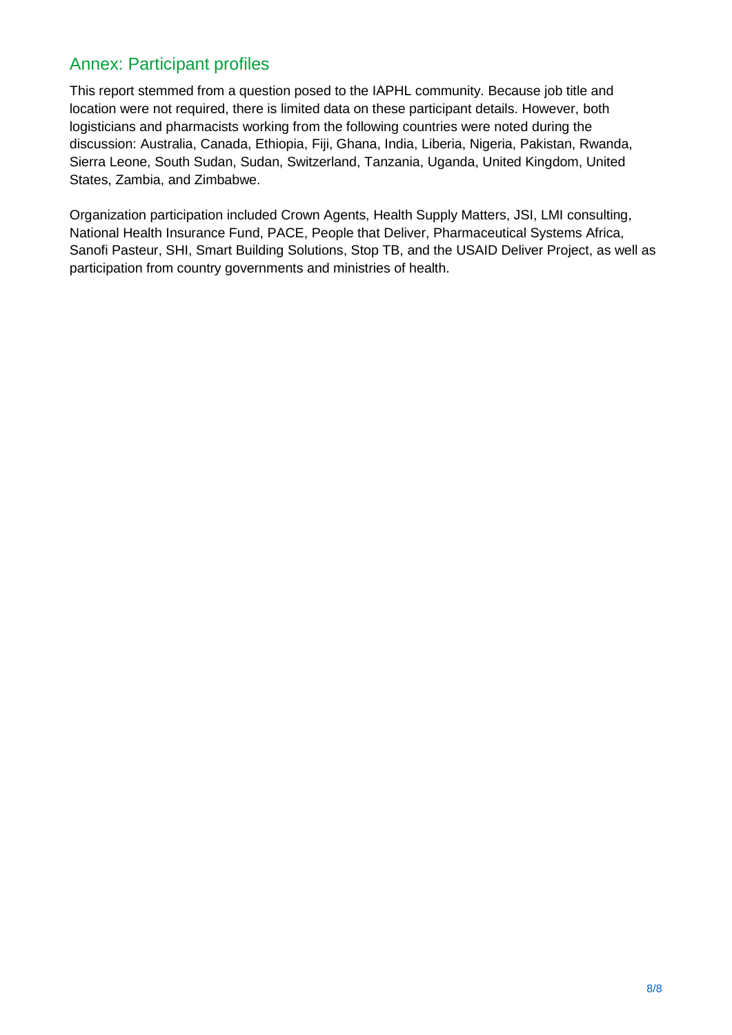## Annex: Participant profiles

This report stemmed from a question posed to the IAPHL community. Because job title and location were not required, there is limited data on these participant details. However, both logisticians and pharmacists working from the following countries were noted during the discussion: Australia, Canada, Ethiopia, Fiji, Ghana, India, Liberia, Nigeria, Pakistan, Rwanda, Sierra Leone, South Sudan, Sudan, Switzerland, Tanzania, Uganda, United Kingdom, United States, Zambia, and Zimbabwe.

Organization participation included Crown Agents, Health Supply Matters, JSI, LMI consulting, National Health Insurance Fund, PACE, People that Deliver, Pharmaceutical Systems Africa, Sanofi Pasteur, SHI, Smart Building Solutions, Stop TB, and the USAID Deliver Project, as well as participation from country governments and ministries of health.